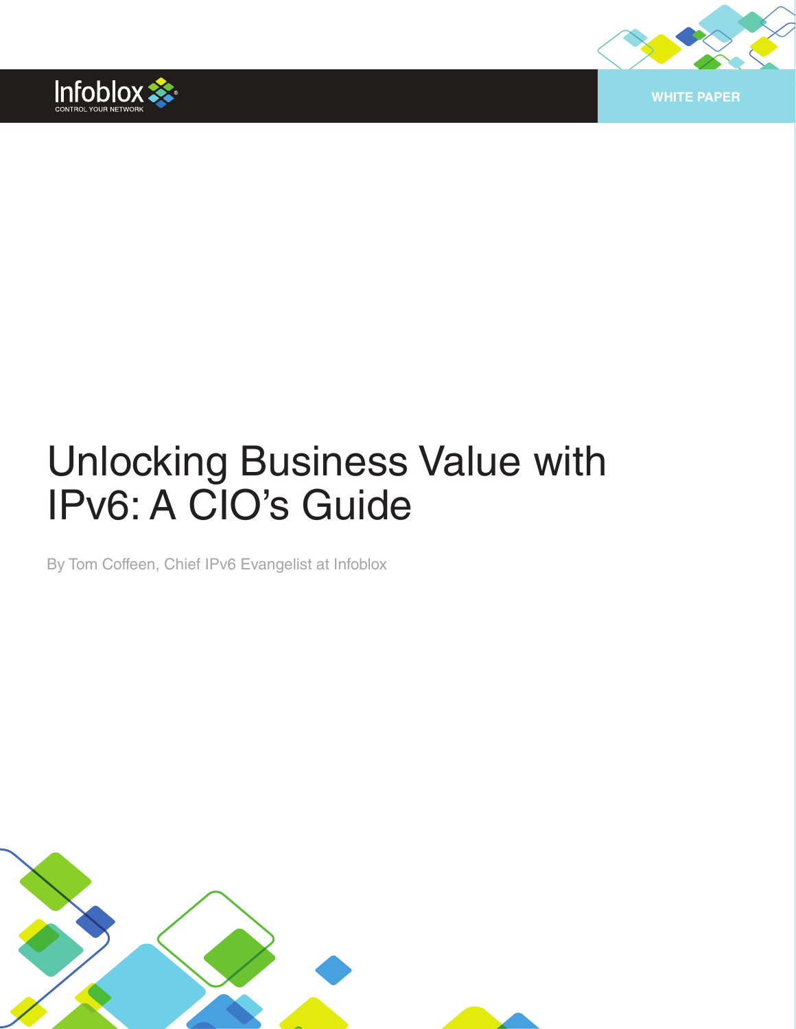Infoblox
CONTROL YOUR NETWORK

WHITE PAPER

# Unlocking Business Value with IPv6: A CIO's Guide

By Tom Coffeen, Chief IPv6 Evangelist at Infoblox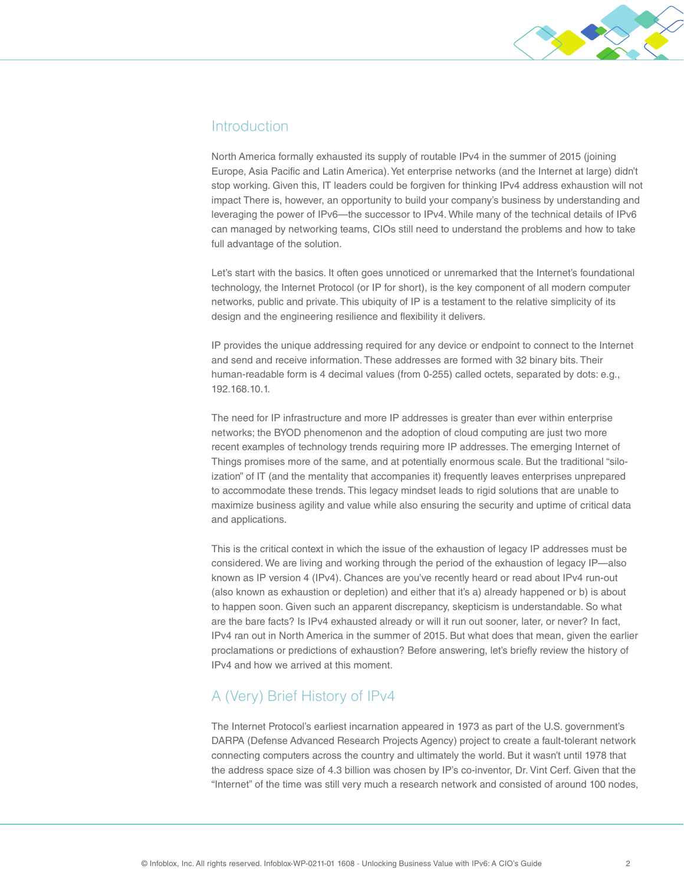## Introduction

North America formally exhausted its supply of routable IPv4 in the summer of 2015 (joining Europe, Asia Pacific and Latin America). Yet enterprise networks (and the Internet at large) didn't stop working. Given this, IT leaders could be forgiven for thinking IPv4 address exhaustion will not impact There is, however, an opportunity to build your company's business by understanding and leveraging the power of IPv6—the successor to IPv4. While many of the technical details of IPv6 can managed by networking teams, CIOs still need to understand the problems and how to take full advantage of the solution.

Let's start with the basics. It often goes unnoticed or unremarked that the Internet's foundational technology, the Internet Protocol (or IP for short), is the key component of all modern computer networks, public and private. This ubiquity of IP is a testament to the relative simplicity of its design and the engineering resilience and flexibility it delivers.

IP provides the unique addressing required for any device or endpoint to connect to the Internet and send and receive information. These addresses are formed with 32 binary bits. Their human-readable form is 4 decimal values (from 0-255) called octets, separated by dots: e.g., 192.168.10.1.

The need for IP infrastructure and more IP addresses is greater than ever within enterprise networks; the BYOD phenomenon and the adoption of cloud computing are just two more recent examples of technology trends requiring more IP addresses. The emerging Internet of Things promises more of the same, and at potentially enormous scale. But the traditional "silo-ization" of IT (and the mentality that accompanies it) frequently leaves enterprises unprepared to accommodate these trends. This legacy mindset leads to rigid solutions that are unable to maximize business agility and value while also ensuring the security and uptime of critical data and applications.

This is the critical context in which the issue of the exhaustion of legacy IP addresses must be considered. We are living and working through the period of the exhaustion of legacy IP—also known as IP version 4 (IPv4). Chances are you've recently heard or read about IPv4 run-out (also known as exhaustion or depletion) and either that it's a) already happened or b) is about to happen soon. Given such an apparent discrepancy, skepticism is understandable. So what are the bare facts? Is IPv4 exhausted already or will it run out sooner, later, or never? In fact, IPv4 ran out in North America in the summer of 2015. But what does that mean, given the earlier proclamations or predictions of exhaustion? Before answering, let's briefly review the history of IPv4 and how we arrived at this moment.

## A (Very) Brief History of IPv4

The Internet Protocol's earliest incarnation appeared in 1973 as part of the U.S. government's DARPA (Defense Advanced Research Projects Agency) project to create a fault-tolerant network connecting computers across the country and ultimately the world. But it wasn't until 1978 that the address space size of 4.3 billion was chosen by IP's co-inventor, Dr. Vint Cerf. Given that the "Internet" of the time was still very much a research network and consisted of around 100 nodes,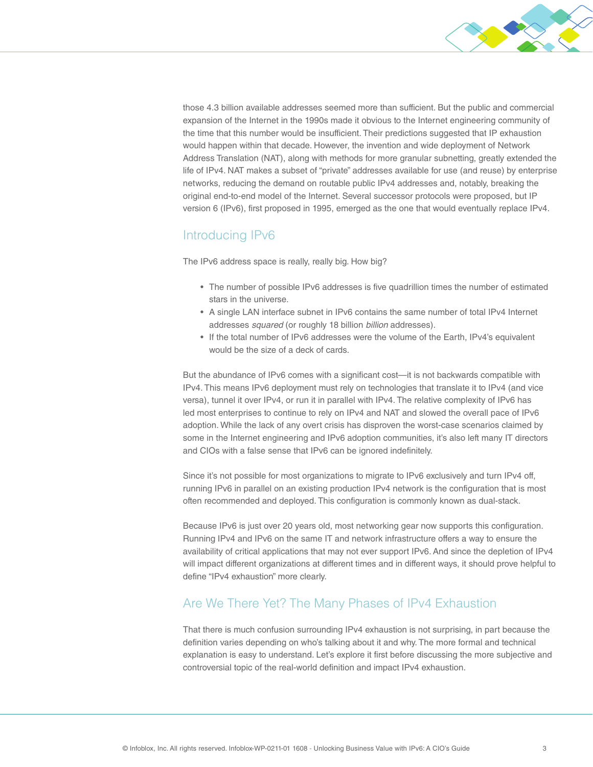those 4.3 billion available addresses seemed more than sufficient. But the public and commercial expansion of the Internet in the 1990s made it obvious to the Internet engineering community of the time that this number would be insufficient. Their predictions suggested that IP exhaustion would happen within that decade. However, the invention and wide deployment of Network Address Translation (NAT), along with methods for more granular subnetting, greatly extended the life of IPv4. NAT makes a subset of "private" addresses available for use (and reuse) by enterprise networks, reducing the demand on routable public IPv4 addresses and, notably, breaking the original end-to-end model of the Internet. Several successor protocols were proposed, but IP version 6 (IPv6), first proposed in 1995, emerged as the one that would eventually replace IPv4.

## Introducing IPv6

The IPv6 address space is really, really big. How big?

- The number of possible IPv6 addresses is five quadrillion times the number of estimated stars in the universe.
- A single LAN interface subnet in IPv6 contains the same number of total IPv4 Internet addresses *squared* (or roughly 18 billion *billion* addresses).
- If the total number of IPv6 addresses were the volume of the Earth, IPv4's equivalent would be the size of a deck of cards.

But the abundance of IPv6 comes with a significant cost—it is not backwards compatible with IPv4. This means IPv6 deployment must rely on technologies that translate it to IPv4 (and vice versa), tunnel it over IPv4, or run it in parallel with IPv4. The relative complexity of IPv6 has led most enterprises to continue to rely on IPv4 and NAT and slowed the overall pace of IPv6 adoption. While the lack of any overt crisis has disproven the worst-case scenarios claimed by some in the Internet engineering and IPv6 adoption communities, it's also left many IT directors and CIOs with a false sense that IPv6 can be ignored indefinitely.

Since it's not possible for most organizations to migrate to IPv6 exclusively and turn IPv4 off, running IPv6 in parallel on an existing production IPv4 network is the configuration that is most often recommended and deployed. This configuration is commonly known as dual-stack.

Because IPv6 is just over 20 years old, most networking gear now supports this configuration. Running IPv4 and IPv6 on the same IT and network infrastructure offers a way to ensure the availability of critical applications that may not ever support IPv6. And since the depletion of IPv4 will impact different organizations at different times and in different ways, it should prove helpful to define "IPv4 exhaustion" more clearly.

## Are We There Yet? The Many Phases of IPv4 Exhaustion

That there is much confusion surrounding IPv4 exhaustion is not surprising, in part because the definition varies depending on who's talking about it and why. The more formal and technical explanation is easy to understand. Let's explore it first before discussing the more subjective and controversial topic of the real-world definition and impact IPv4 exhaustion.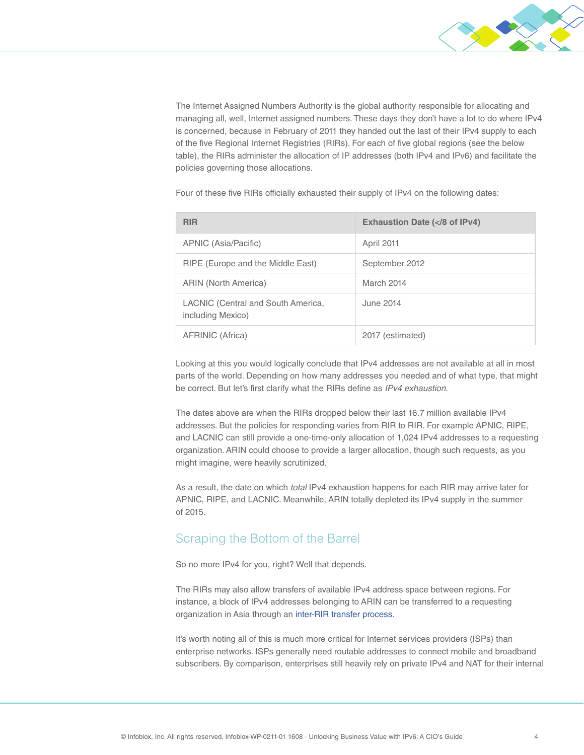The Internet Assigned Numbers Authority is the global authority responsible for allocating and managing all, well, Internet assigned numbers. These days they don't have a lot to do where IPv4 is concerned, because in February of 2011 they handed out the last of their IPv4 supply to each of the five Regional Internet Registries (RIRs). For each of five global regions (see the below table), the RIRs administer the allocation of IP addresses (both IPv4 and IPv6) and facilitate the policies governing those allocations.

Four of these five RIRs officially exhausted their supply of IPv4 on the following dates:

| RIR | Exhaustion Date (</8 of IPv4) |
|---|---|
| APNIC (Asia/Pacific) | April 2011 |
| RIPE (Europe and the Middle East) | September 2012 |
| ARIN (North America) | March 2014 |
| LACNIC (Central and South America, including Mexico) | June 2014 |
| AFRINIC (Africa) | 2017 (estimated) |

Looking at this you would logically conclude that IPv4 addresses are not available at all in most parts of the world. Depending on how many addresses you needed and of what type, that might be correct. But let's first clarify what the RIRs define as *IPv4 exhaustion*.

The dates above are when the RIRs dropped below their last 16.7 million available IPv4 addresses. But the policies for responding varies from RIR to RIR. For example APNIC, RIPE, and LACNIC can still provide a one-time-only allocation of 1,024 IPv4 addresses to a requesting organization. ARIN could choose to provide a larger allocation, though such requests, as you might imagine, were heavily scrutinized.

As a result, the date on which *total* IPv4 exhaustion happens for each RIR may arrive later for APNIC, RIPE, and LACNIC. Meanwhile, ARIN totally depleted its IPv4 supply in the summer of 2015.

## Scraping the Bottom of the Barrel

So no more IPv4 for you, right? Well that depends.

The RIRs may also allow transfers of available IPv4 address space between regions. For instance, a block of IPv4 addresses belonging to ARIN can be transferred to a requesting organization in Asia through an inter-RIR transfer process.

It's worth noting all of this is much more critical for Internet services providers (ISPs) than enterprise networks. ISPs generally need routable addresses to connect mobile and broadband subscribers. By comparison, enterprises still heavily rely on private IPv4 and NAT for their internal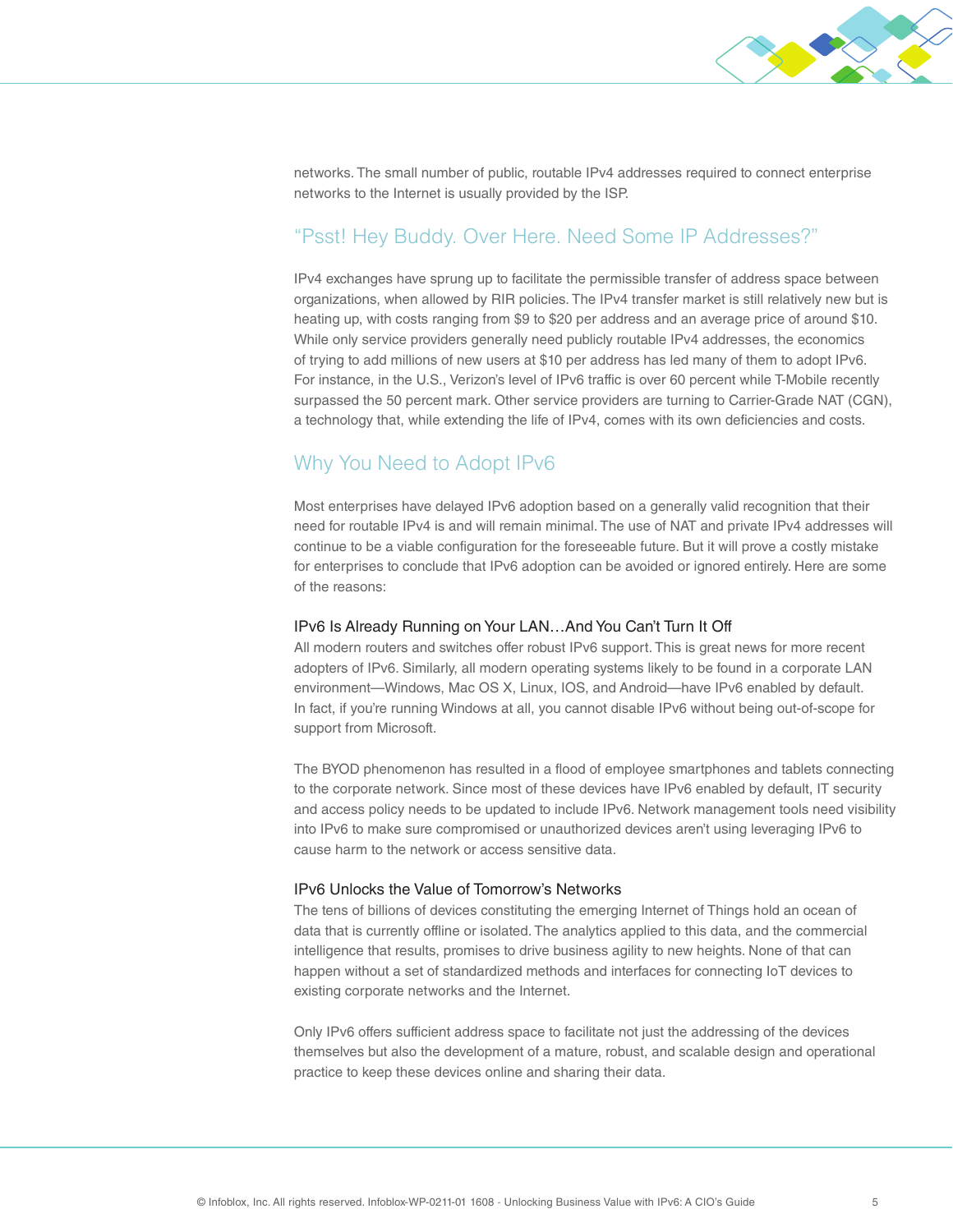networks. The small number of public, routable IPv4 addresses required to connect enterprise networks to the Internet is usually provided by the ISP.

## "Psst! Hey Buddy. Over Here. Need Some IP Addresses?"

IPv4 exchanges have sprung up to facilitate the permissible transfer of address space between organizations, when allowed by RIR policies. The IPv4 transfer market is still relatively new but is heating up, with costs ranging from $9 to $20 per address and an average price of around $10. While only service providers generally need publicly routable IPv4 addresses, the economics of trying to add millions of new users at $10 per address has led many of them to adopt IPv6. For instance, in the U.S., Verizon's level of IPv6 traffic is over 60 percent while T-Mobile recently surpassed the 50 percent mark. Other service providers are turning to Carrier-Grade NAT (CGN), a technology that, while extending the life of IPv4, comes with its own deficiencies and costs.

## Why You Need to Adopt IPv6

Most enterprises have delayed IPv6 adoption based on a generally valid recognition that their need for routable IPv4 is and will remain minimal. The use of NAT and private IPv4 addresses will continue to be a viable configuration for the foreseeable future. But it will prove a costly mistake for enterprises to conclude that IPv6 adoption can be avoided or ignored entirely. Here are some of the reasons:

### IPv6 Is Already Running on Your LAN…And You Can't Turn It Off

All modern routers and switches offer robust IPv6 support. This is great news for more recent adopters of IPv6. Similarly, all modern operating systems likely to be found in a corporate LAN environment—Windows, Mac OS X, Linux, IOS, and Android—have IPv6 enabled by default. In fact, if you're running Windows at all, you cannot disable IPv6 without being out-of-scope for support from Microsoft.

The BYOD phenomenon has resulted in a flood of employee smartphones and tablets connecting to the corporate network. Since most of these devices have IPv6 enabled by default, IT security and access policy needs to be updated to include IPv6. Network management tools need visibility into IPv6 to make sure compromised or unauthorized devices aren't using leveraging IPv6 to cause harm to the network or access sensitive data.

### IPv6 Unlocks the Value of Tomorrow's Networks

The tens of billions of devices constituting the emerging Internet of Things hold an ocean of data that is currently offline or isolated. The analytics applied to this data, and the commercial intelligence that results, promises to drive business agility to new heights. None of that can happen without a set of standardized methods and interfaces for connecting IoT devices to existing corporate networks and the Internet.

Only IPv6 offers sufficient address space to facilitate not just the addressing of the devices themselves but also the development of a mature, robust, and scalable design and operational practice to keep these devices online and sharing their data.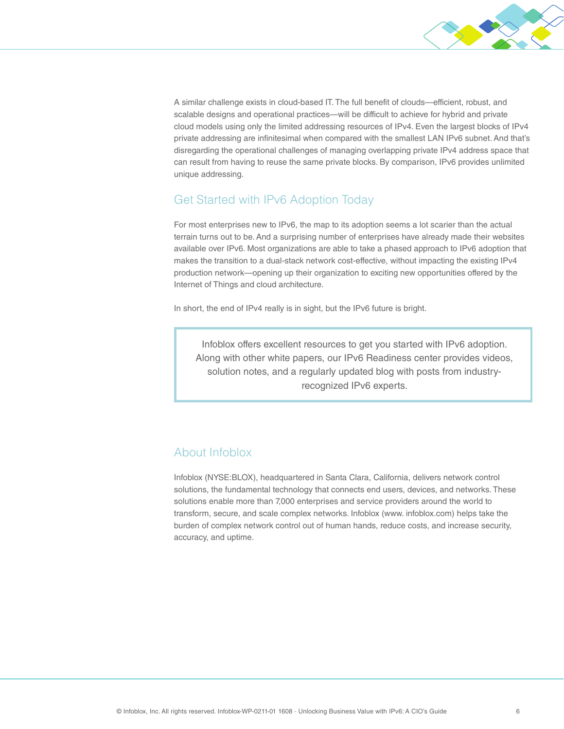A similar challenge exists in cloud-based IT. The full benefit of clouds—efficient, robust, and scalable designs and operational practices—will be difficult to achieve for hybrid and private cloud models using only the limited addressing resources of IPv4. Even the largest blocks of IPv4 private addressing are infinitesimal when compared with the smallest LAN IPv6 subnet. And that's disregarding the operational challenges of managing overlapping private IPv4 address space that can result from having to reuse the same private blocks. By comparison, IPv6 provides unlimited unique addressing.

## Get Started with IPv6 Adoption Today

For most enterprises new to IPv6, the map to its adoption seems a lot scarier than the actual terrain turns out to be. And a surprising number of enterprises have already made their websites available over IPv6. Most organizations are able to take a phased approach to IPv6 adoption that makes the transition to a dual-stack network cost-effective, without impacting the existing IPv4 production network—opening up their organization to exciting new opportunities offered by the Internet of Things and cloud architecture.

In short, the end of IPv4 really is in sight, but the IPv6 future is bright.

> Infoblox offers excellent resources to get you started with IPv6 adoption. Along with other white papers, our IPv6 Readiness center provides videos, solution notes, and a regularly updated blog with posts from industry-recognized IPv6 experts.

## About Infoblox

Infoblox (NYSE:BLOX), headquartered in Santa Clara, California, delivers network control solutions, the fundamental technology that connects end users, devices, and networks. These solutions enable more than 7,000 enterprises and service providers around the world to transform, secure, and scale complex networks. Infoblox (www. infoblox.com) helps take the burden of complex network control out of human hands, reduce costs, and increase security, accuracy, and uptime.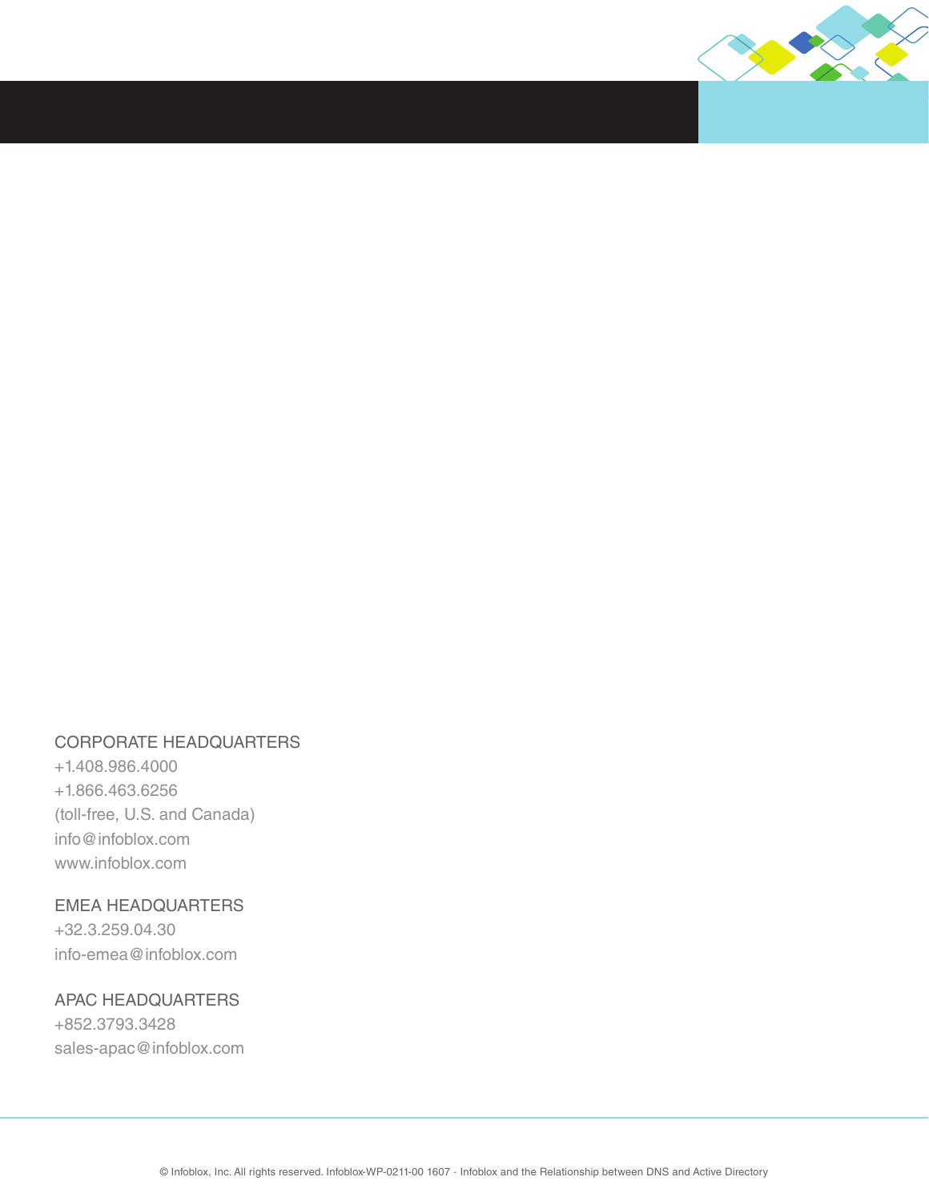CORPORATE HEADQUARTERS
+1.408.986.4000
+1.866.463.6256
(toll-free, U.S. and Canada)
info@infoblox.com
www.infoblox.com

EMEA HEADQUARTERS
+32.3.259.04.30
info-emea@infoblox.com

APAC HEADQUARTERS
+852.3793.3428
sales-apac@infoblox.com

© Infoblox, Inc. All rights reserved. Infoblox-WP-0211-00 1607 - Infoblox and the Relationship between DNS and Active Directory